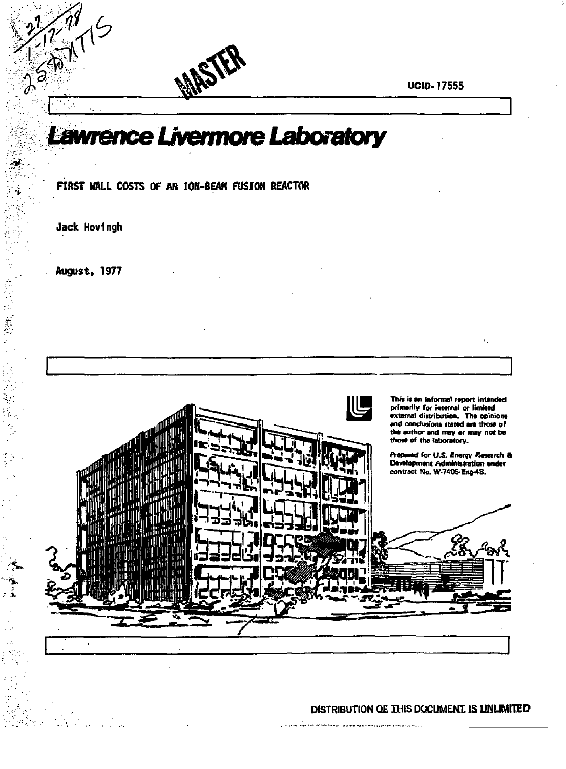MASTER

UCID-17555

# Lawrence Livermore Laboratory

## FIRST WALL COSTS OF AN ION-BEAM FUSION REACTOR

Jack Hovingh

August, 1977

This is an informal report intended primarily for internal or limited external distribution. The opinions and conclusions stated are those of the author and may or may not be those of the laboratory.

Prepared for U.S. Energy Research & Development Administration under contract No. W-7405-Eng-48.

DISTRIBUTION OF THIS DOCUMENT IS UNLIMITED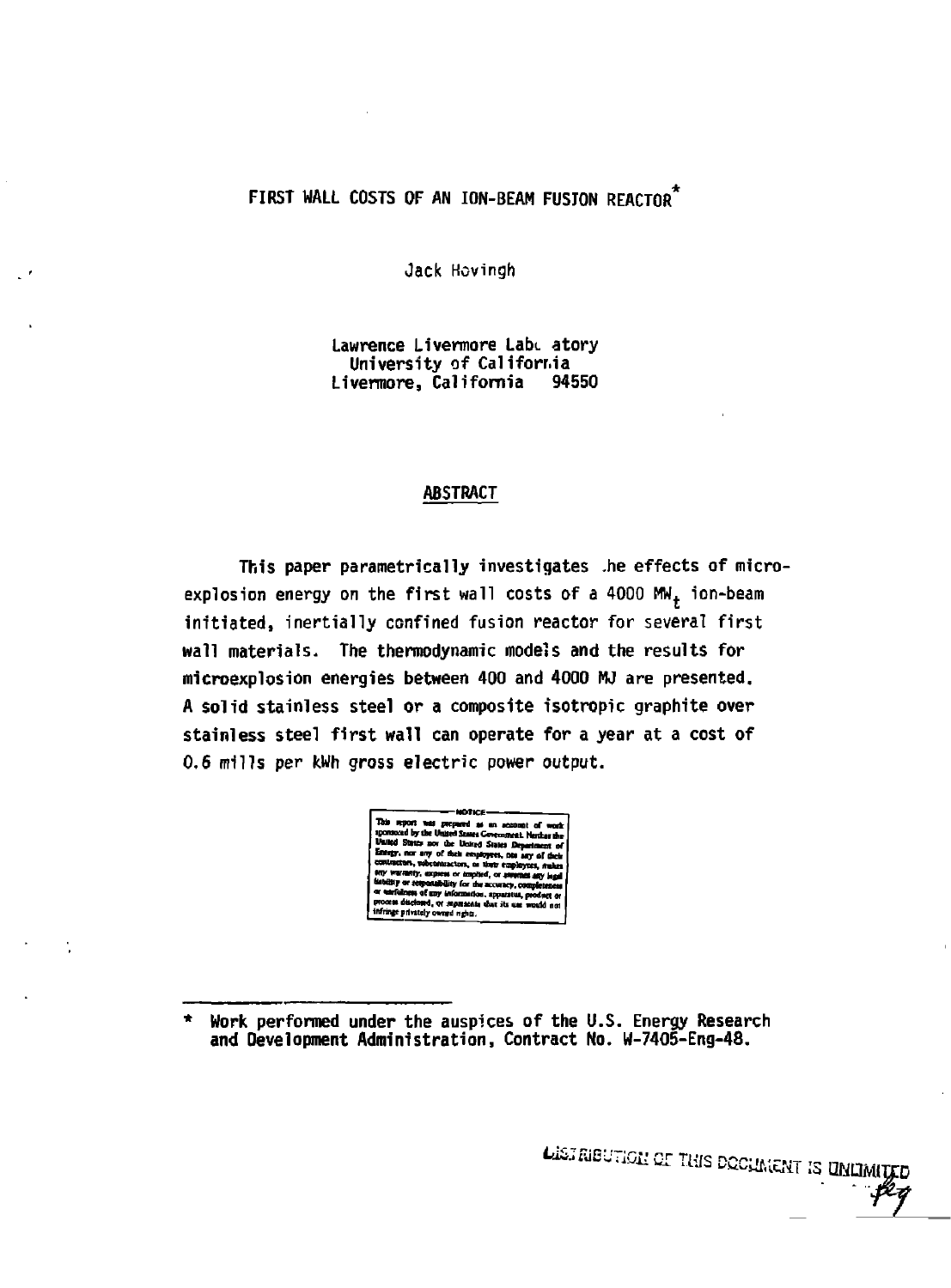# FIRST WALL COSTS OF AN ION-BEAM FUSION REACTOR*

Jack Hovingh

Lawrence Livermore Laboratory
University of California
Livermore, California 94550

## ABSTRACT

This paper parametrically investigates the effects of microexplosion energy on the first wall costs of a 4000 $MW_t$ ion-beam initiated, inertially confined fusion reactor for several first wall materials. The thermodynamic models and the results for microexplosion energies between 400 and 4000 MJ are presented. A solid stainless steel or a composite isotropic graphite over stainless steel first wall can operate for a year at a cost of 0.6 mills per kWh gross electric power output.

NOTICE

This report was prepared as an account of work sponsored by the United States Government. Neither the United States nor the United States Department of Energy, nor any of their employees, nor any of their contractors, subcontractors, or their employees, makes any warranty, express or implied, or assumes any legal liability or responsibility for the accuracy, completeness or usefulness of any information, apparatus, product or process disclosed, or represents that its use would not infringe privately owned rights.

* Work performed under the auspices of the U.S. Energy Research and Development Administration, Contract No. W-7405-Eng-48.

DISTRIBUTION OF THIS DOCUMENT IS UNLIMITED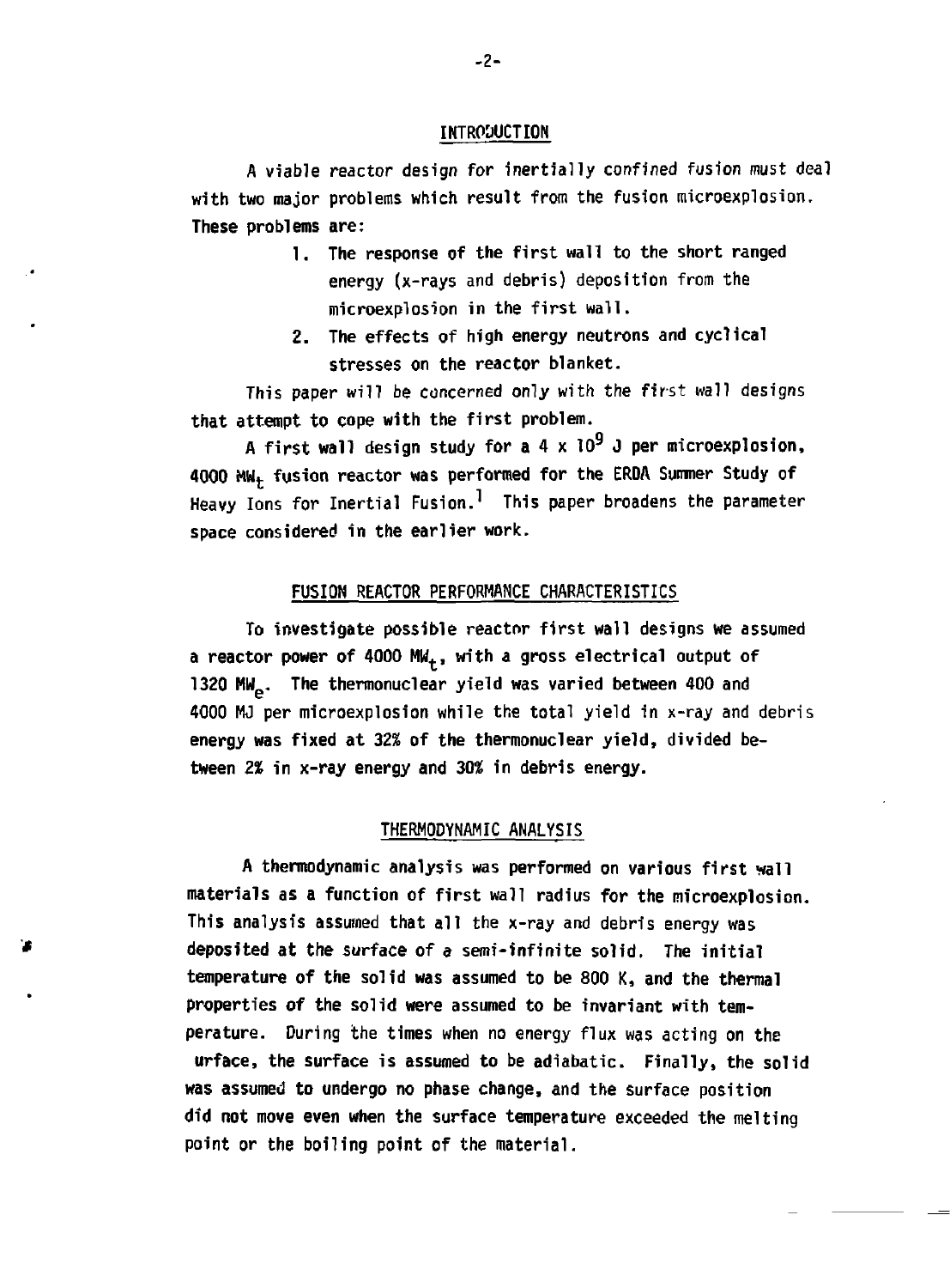## INTRODUCTION

A viable reactor design for inertially confined fusion must deal with two major problems which result from the fusion microexplosion. These problems are:

1. The response of the first wall to the short ranged energy (x-rays and debris) deposition from the microexplosion in the first wall.
2. The effects of high energy neutrons and cyclical stresses on the reactor blanket.

This paper will be concerned only with the first wall designs that attempt to cope with the first problem.

A first wall design study for a $4 \times 10^9$ J per microexplosion, 4000 $MW_t$ fusion reactor was performed for the ERDA Summer Study of Heavy Ions for Inertial Fusion.[1] This paper broadens the parameter space considered in the earlier work.

## FUSION REACTOR PERFORMANCE CHARACTERISTICS

To investigate possible reactor first wall designs we assumed a reactor power of 4000 $MW_t$, with a gross electrical output of 1320 $MW_e$. The thermonuclear yield was varied between 400 and 4000 MJ per microexplosion while the total yield in x-ray and debris energy was fixed at 32% of the thermonuclear yield, divided between 2% in x-ray energy and 30% in debris energy.

## THERMODYNAMIC ANALYSIS

A thermodynamic analysis was performed on various first wall materials as a function of first wall radius for the microexplosion. This analysis assumed that all the x-ray and debris energy was deposited at the surface of a semi-infinite solid. The initial temperature of the solid was assumed to be 800 K, and the thermal properties of the solid were assumed to be invariant with temperature. During the times when no energy flux was acting on the surface, the surface is assumed to be adiabatic. Finally, the solid was assumed to undergo no phase change, and the surface position did not move even when the surface temperature exceeded the melting point or the boiling point of the material.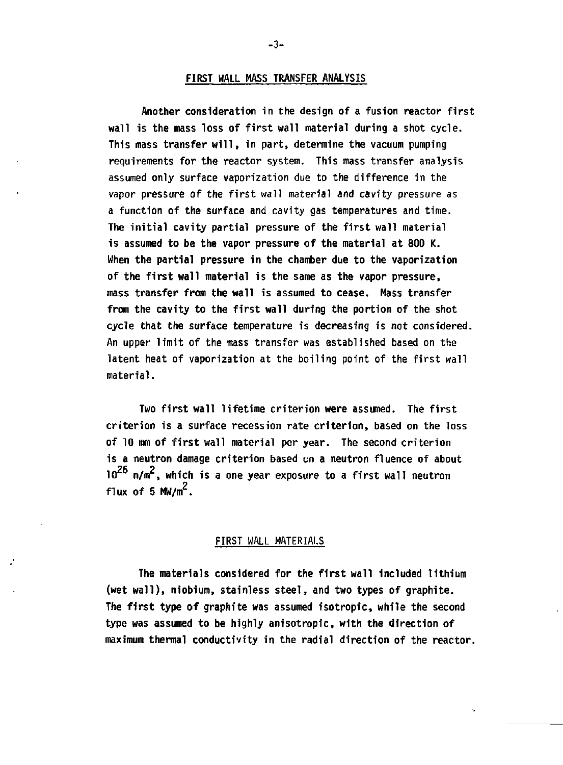## FIRST WALL MASS TRANSFER ANALYSIS

Another consideration in the design of a fusion reactor first wall is the mass loss of first wall material during a shot cycle. This mass transfer will, in part, determine the vacuum pumping requirements for the reactor system. This mass transfer analysis assumed only surface vaporization due to the difference in the vapor pressure of the first wall material and cavity pressure as a function of the surface and cavity gas temperatures and time. The initial cavity partial pressure of the first wall material is assumed to be the vapor pressure of the material at 800 K. When the partial pressure in the chamber due to the vaporization of the first wall material is the same as the vapor pressure, mass transfer from the wall is assumed to cease. Mass transfer from the cavity to the first wall during the portion of the shot cycle that the surface temperature is decreasing is not considered. An upper limit of the mass transfer was established based on the latent heat of vaporization at the boiling point of the first wall material.

Two first wall lifetime criterion were assumed. The first criterion is a surface recession rate criterion, based on the loss of 10 mm of first wall material per year. The second criterion is a neutron damage criterion based on a neutron fluence of about $10^{26}$ n/m$^2$, which is a one year exposure to a first wall neutron flux of 5 MW/m$^2$.

## FIRST WALL MATERIALS

The materials considered for the first wall included lithium (wet wall), niobium, stainless steel, and two types of graphite. The first type of graphite was assumed isotropic, while the second type was assumed to be highly anisotropic, with the direction of maximum thermal conductivity in the radial direction of the reactor.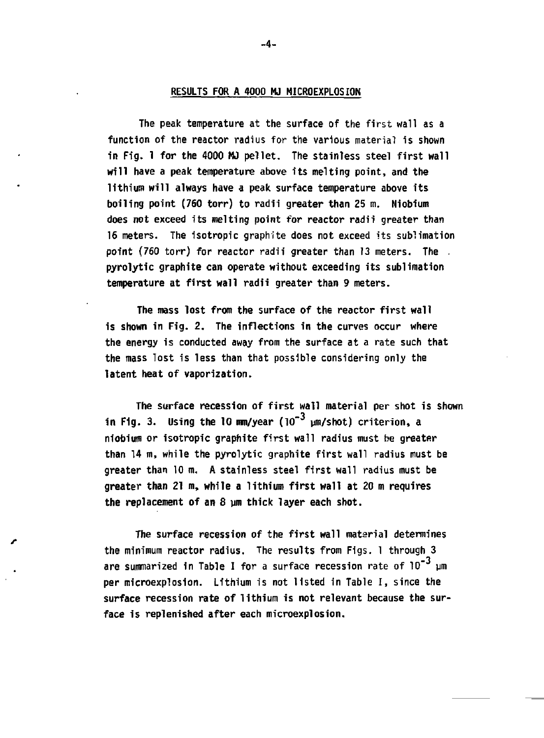## RESULTS FOR A 4000 MJ MICROEXPLOSION

The peak temperature at the surface of the first wall as a function of the reactor radius for the various material is shown in Fig. 1 for the 4000 MJ pellet. The stainless steel first wall will have a peak temperature above its melting point, and the lithium will always have a peak surface temperature above its boiling point (760 torr) to radii greater than 25 m. Niobium does not exceed its melting point for reactor radii greater than 16 meters. The isotropic graphite does not exceed its sublimation point (760 torr) for reactor radii greater than 13 meters. The pyrolytic graphite can operate without exceeding its sublimation temperature at first wall radii greater than 9 meters.

The mass lost from the surface of the reactor first wall is shown in Fig. 2. The inflections in the curves occur where the energy is conducted away from the surface at a rate such that the mass lost is less than that possible considering only the latent heat of vaporization.

The surface recession of first wall material per shot is shown in Fig. 3. Using the 10 mm/year ($10^{-3}$ μm/shot) criterion, a niobium or isotropic graphite first wall radius must be greater than 14 m, while the pyrolytic graphite first wall radius must be greater than 10 m. A stainless steel first wall radius must be greater than 21 m, while a lithium first wall at 20 m requires the replacement of an 8 μm thick layer each shot.

The surface recession of the first wall material determines the minimum reactor radius. The results from Figs. 1 through 3 are summarized in Table I for a surface recession rate of $10^{-3}$ μm per microexplosion. Lithium is not listed in Table I, since the surface recession rate of lithium is not relevant because the surface is replenished after each microexplosion.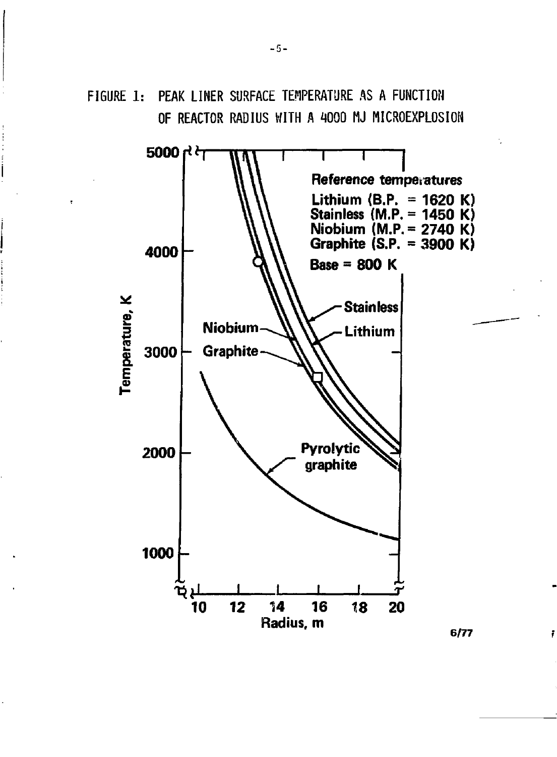FIGURE 1: PEAK LINER SURFACE TEMPERATURE AS A FUNCTION OF REACTOR RADIUS WITH A 4000 MJ MICROEXPLOSION

Reference temperatures
Lithium (B.P. = 1620 K)
Stainless (M.P. = 1450 K)
Niobium (M.P. = 2740 K)
Graphite (S.P. = 3900 K)
Base = 800 K

Temperature, K

Radius, m

Stainless
Lithium
Niobium
Graphite
Pyrolytic graphite

6/77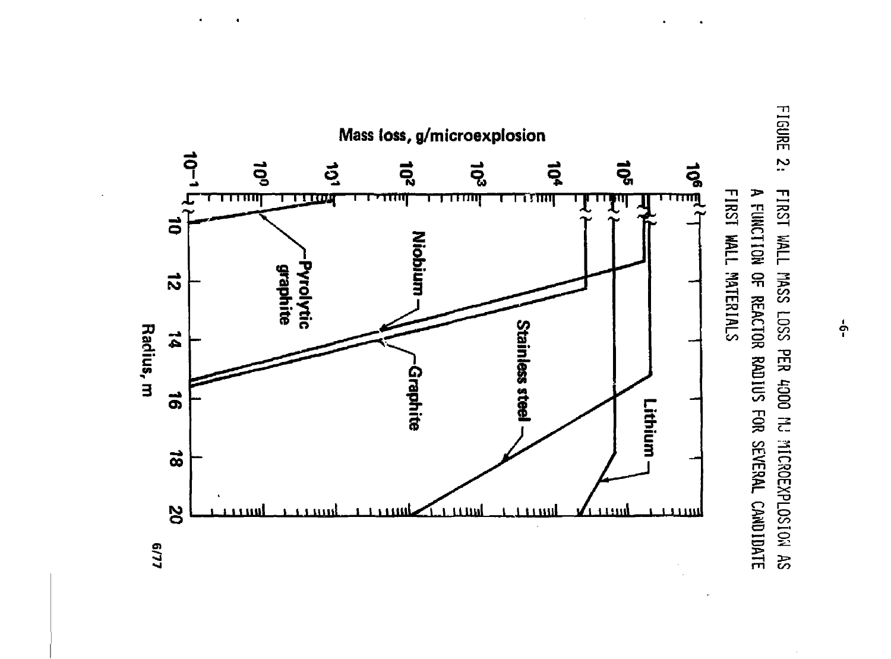FIGURE 2: FIRST WALL MASS LOSS PER 4000 MJ MICROEXPLOSION AS A FUNCTION OF REACTOR RADIUS FOR SEVERAL CANDIDATE FIRST WALL MATERIALS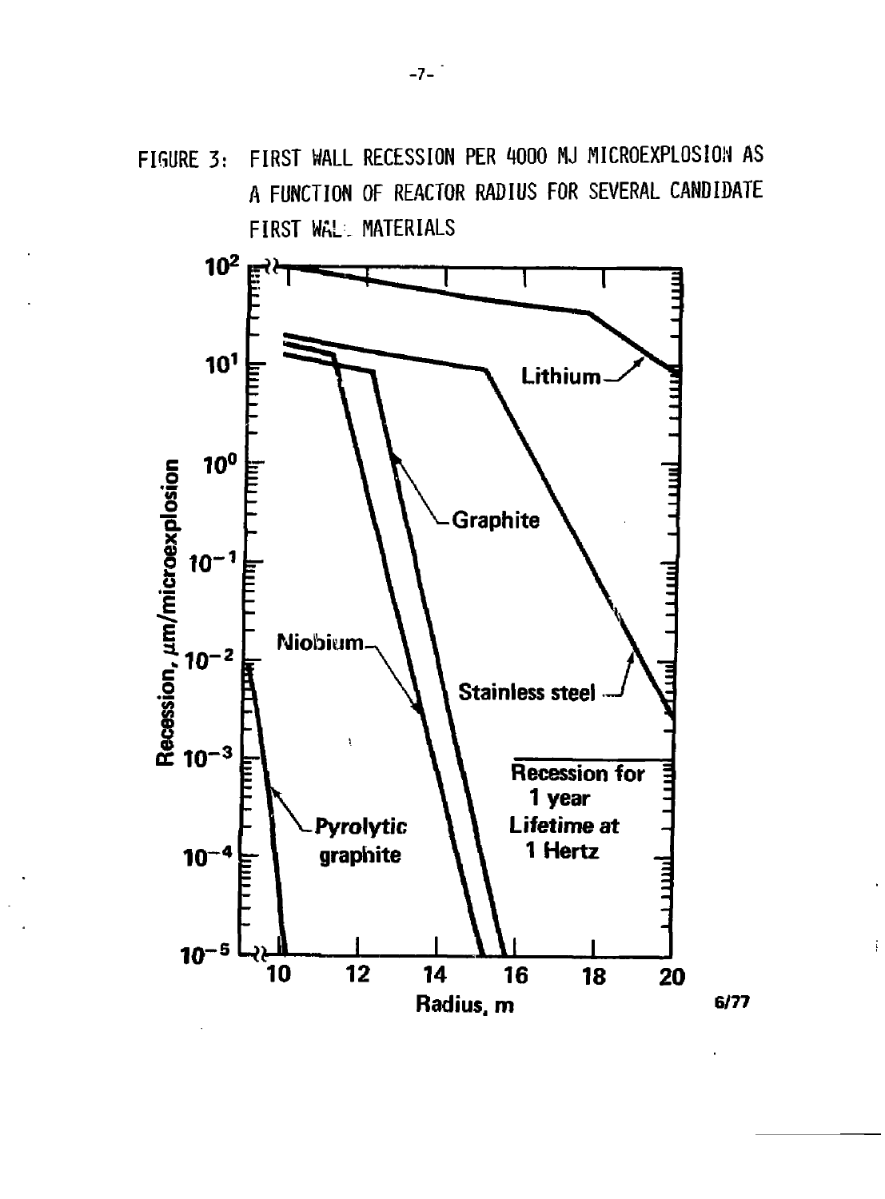FIGURE 3: FIRST WALL RECESSION PER 4000 MJ MICROEXPLOSION AS A FUNCTION OF REACTOR RADIUS FOR SEVERAL CANDIDATE FIRST WALL MATERIALS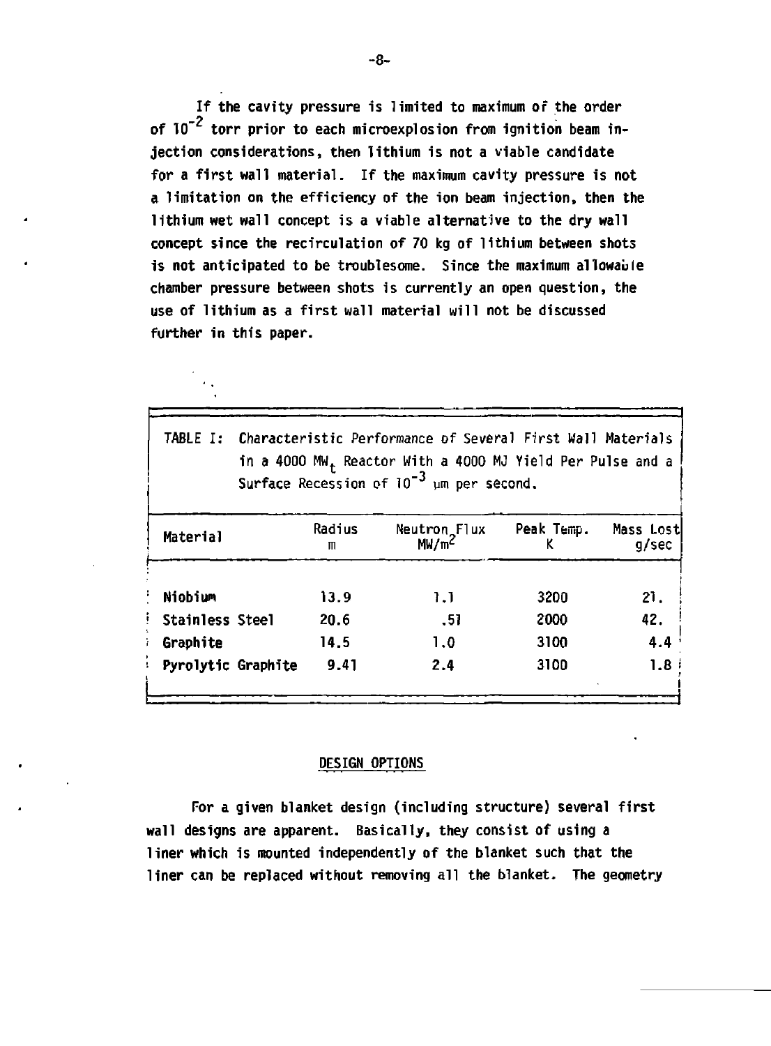If the cavity pressure is limited to maximum of the order of $10^{-2}$ torr prior to each microexplosion from ignition beam injection considerations, then lithium is not a viable candidate for a first wall material. If the maximum cavity pressure is not a limitation on the efficiency of the ion beam injection, then the lithium wet wall concept is a viable alternative to the dry wall concept since the recirculation of 70 kg of lithium between shots is not anticipated to be troublesome. Since the maximum allowable chamber pressure between shots is currently an open question, the use of lithium as a first wall material will not be discussed further in this paper.

TABLE I: Characteristic Performance of Several First Wall Materials in a 4000 $MW_t$ Reactor With a 4000 MJ Yield Per Pulse and a Surface Recession of $10^{-3}$ μm per second.

| Material | Radius m | Neutron Flux $MW/m^2$ | Peak Temp. K | Mass Lost g/sec |
|---|---|---|---|---|
| Niobium | 13.9 | 1.1 | 3200 | 21. |
| Stainless Steel | 20.6 | .51 | 2000 | 42. |
| Graphite | 14.5 | 1.0 | 3100 | 4.4 |
| Pyrolytic Graphite | 9.41 | 2.4 | 3100 | 1.8 |

## DESIGN OPTIONS

For a given blanket design (including structure) several first wall designs are apparent. Basically, they consist of using a liner which is mounted independently of the blanket such that the liner can be replaced without removing all the blanket. The geometry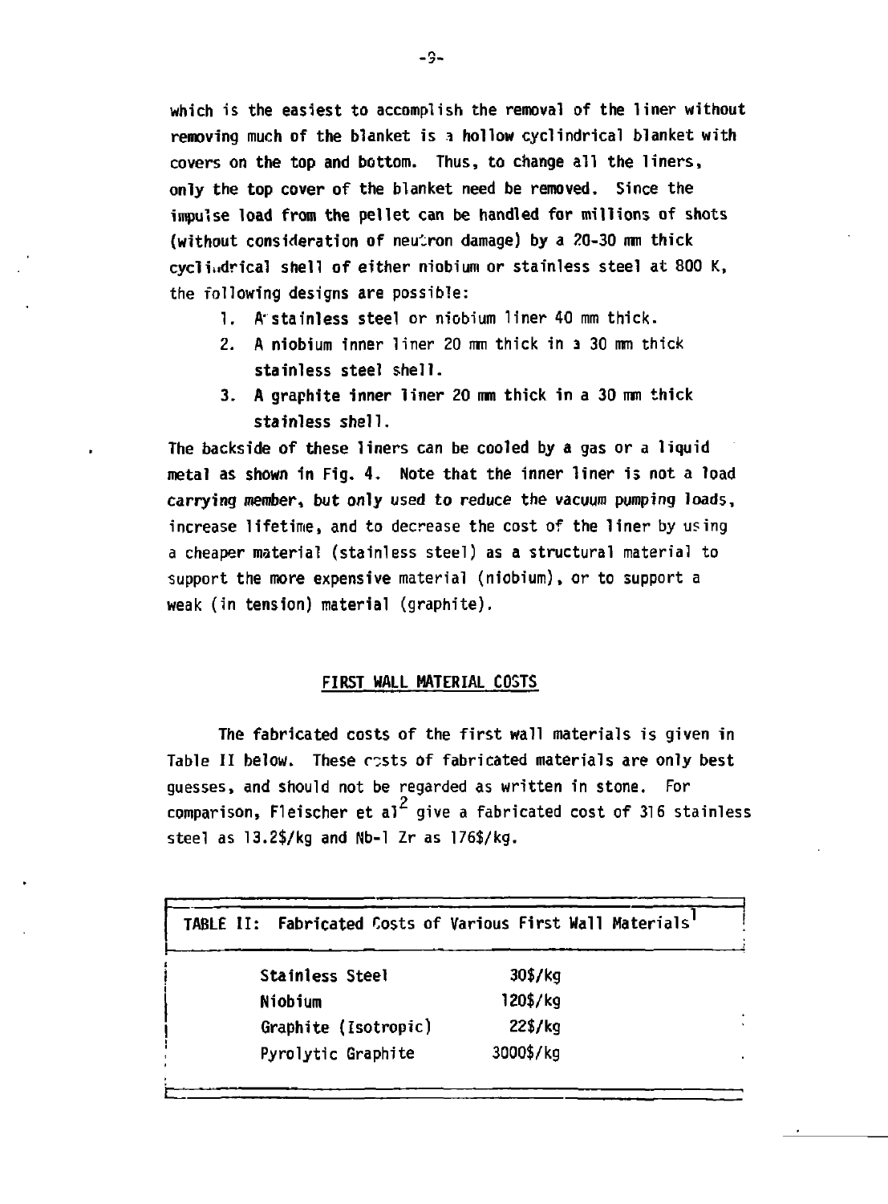which is the easiest to accomplish the removal of the liner without removing much of the blanket is a hollow cyclindrical blanket with covers on the top and bottom. Thus, to change all the liners, only the top cover of the blanket need be removed. Since the impulse load from the pellet can be handled for millions of shots (without consideration of neutron damage) by a 20-30 mm thick cyclindrical shell of either niobium or stainless steel at 800 K, the following designs are possible:

1. A stainless steel or niobium liner 40 mm thick.
2. A niobium inner liner 20 mm thick in a 30 mm thick stainless steel shell.
3. A graphite inner liner 20 mm thick in a 30 mm thick stainless shell.

The backside of these liners can be cooled by a gas or a liquid metal as shown in Fig. 4. Note that the inner liner is not a load carrying member, but only used to reduce the vacuum pumping loads, increase lifetime, and to decrease the cost of the liner by using a cheaper material (stainless steel) as a structural material to support the more expensive material (niobium), or to support a weak (in tension) material (graphite).

## FIRST WALL MATERIAL COSTS

The fabricated costs of the first wall materials is given in Table II below. These costs of fabricated materials are only best guesses, and should not be regarded as written in stone. For comparison, Fleischer et al[2] give a fabricated cost of 316 stainless steel as 13.2$/kg and Nb-1 Zr as 176$/kg.

TABLE II: Fabricated Costs of Various First Wall Materials[1]

| Material | Cost |
|---|---|
| Stainless Steel | 30$/kg |
| Niobium | 120$/kg |
| Graphite (Isotropic) | 22$/kg |
| Pyrolytic Graphite | 3000$/kg |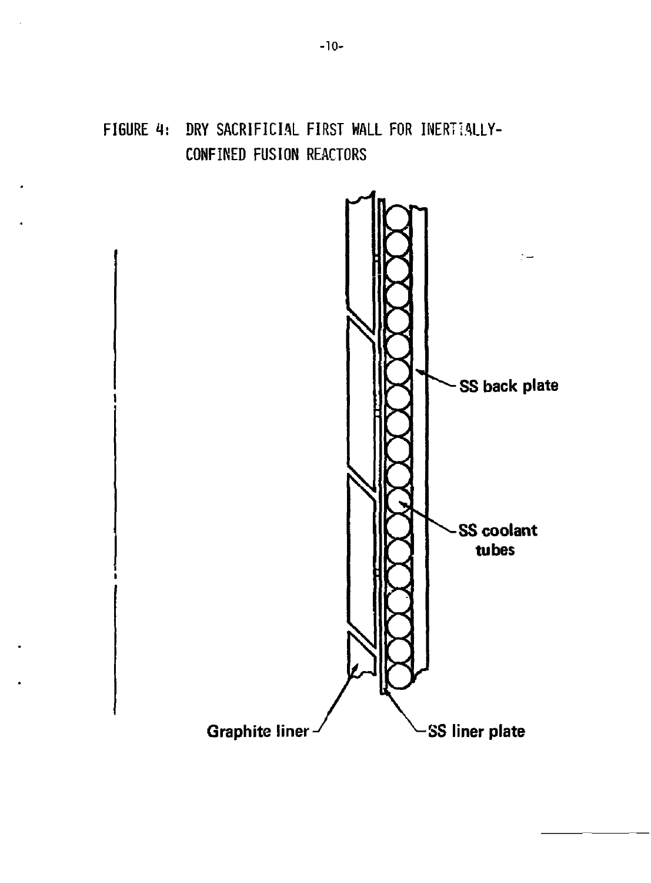FIGURE 4: DRY SACRIFICIAL FIRST WALL FOR INERTIALLY-CONFINED FUSION REACTORS

SS back plate

SS coolant tubes

Graphite liner

SS liner plate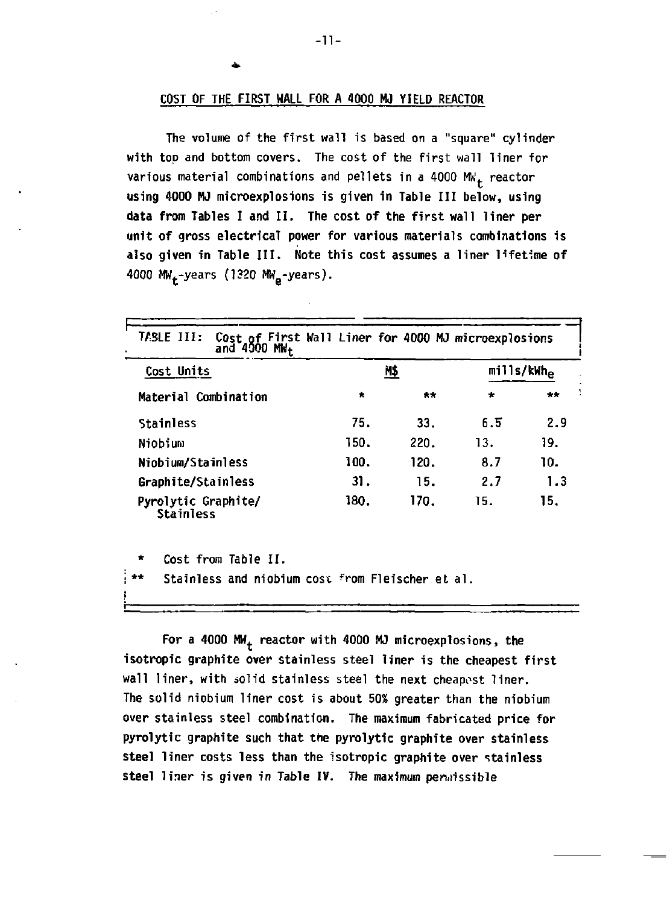## COST OF THE FIRST WALL FOR A 4000 MJ YIELD REACTOR

The volume of the first wall is based on a "square" cylinder with top and bottom covers. The cost of the first wall liner for various material combinations and pellets in a 4000 $MW_t$ reactor using 4000 MJ microexplosions is given in Table III below, using data from Tables I and II. The cost of the first wall liner per unit of gross electrical power for various materials combinations is also given in Table III. Note this cost assumes a liner lifetime of 4000 $MW_t$-years (1320 $MW_e$-years).

TABLE III: Cost of First Wall Liner for 4000 MJ microexplosions and 4000 $MW_t$

| Cost Units | M$ | | mills/$kWh_e$ | |
|---|---|---|---|---|
| Material Combination | * | ** | * | ** |
| Stainless | 75. | 33. | 6.5 | 2.9 |
| Niobium | 150. | 220. | 13. | 19. |
| Niobium/Stainless | 100. | 120. | 8.7 | 10. |
| Graphite/Stainless | 31. | 15. | 2.7 | 1.3 |
| Pyrolytic Graphite/ Stainless | 180. | 170. | 15. | 15. |

\* Cost from Table II.

\** Stainless and niobium cost from Fleischer et al.

For a 4000 $MW_t$ reactor with 4000 MJ microexplosions, the isotropic graphite over stainless steel liner is the cheapest first wall liner, with solid stainless steel the next cheapest liner. The solid niobium liner cost is about 50% greater than the niobium over stainless steel combination. The maximum fabricated price for pyrolytic graphite such that the pyrolytic graphite over stainless steel liner costs less than the isotropic graphite over stainless steel liner is given in Table IV. The maximum permissible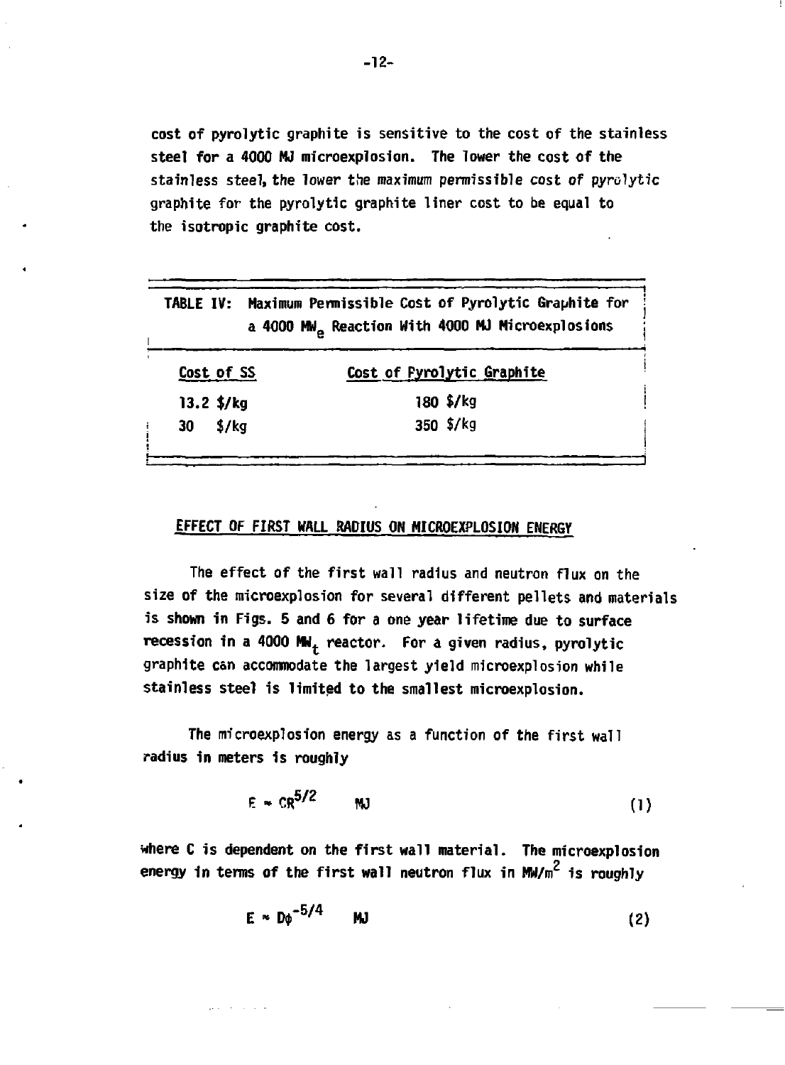cost of pyrolytic graphite is sensitive to the cost of the stainless steel for a 4000 MJ microexplosion. The lower the cost of the stainless steel, the lower the maximum permissible cost of pyrolytic graphite for the pyrolytic graphite liner cost to be equal to the isotropic graphite cost.

TABLE IV: Maximum Permissible Cost of Pyrolytic Graphite for a 4000 $MW_e$ Reaction With 4000 MJ Microexplosions

| Cost of SS | Cost of Pyrolytic Graphite |
|---|---|
| 13.2 $/kg | 180 $/kg |
| 30 $/kg | 350 $/kg |

## EFFECT OF FIRST WALL RADIUS ON MICROEXPLOSION ENERGY

The effect of the first wall radius and neutron flux on the size of the microexplosion for several different pellets and materials is shown in Figs. 5 and 6 for a one year lifetime due to surface recession in a 4000 $MW_t$ reactor. For a given radius, pyrolytic graphite can accommodate the largest yield microexplosion while stainless steel is limited to the smallest microexplosion.

The microexplosion energy as a function of the first wall radius in meters is roughly

$$E \approx CR^{5/2} \quad \text{MJ} \tag{1}$$

where C is dependent on the first wall material. The microexplosion energy in terms of the first wall neutron flux in $MW/m^2$ is roughly

$$E \approx D\phi^{-5/4} \quad \text{MJ} \tag{2}$$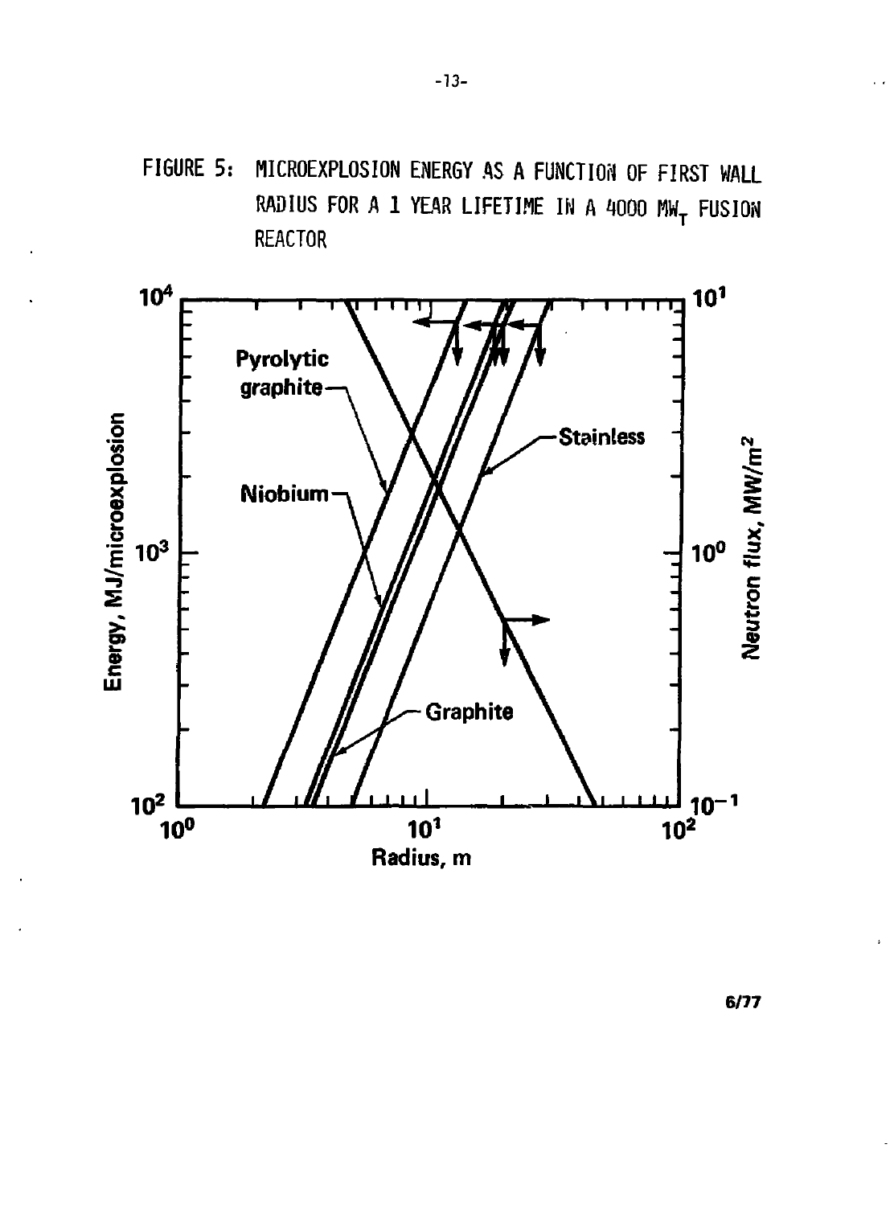FIGURE 5: MICROEXPLOSION ENERGY AS A FUNCTION OF FIRST WALL RADIUS FOR A 1 YEAR LIFETIME IN A 4000 $MW_T$ FUSION REACTOR

6/77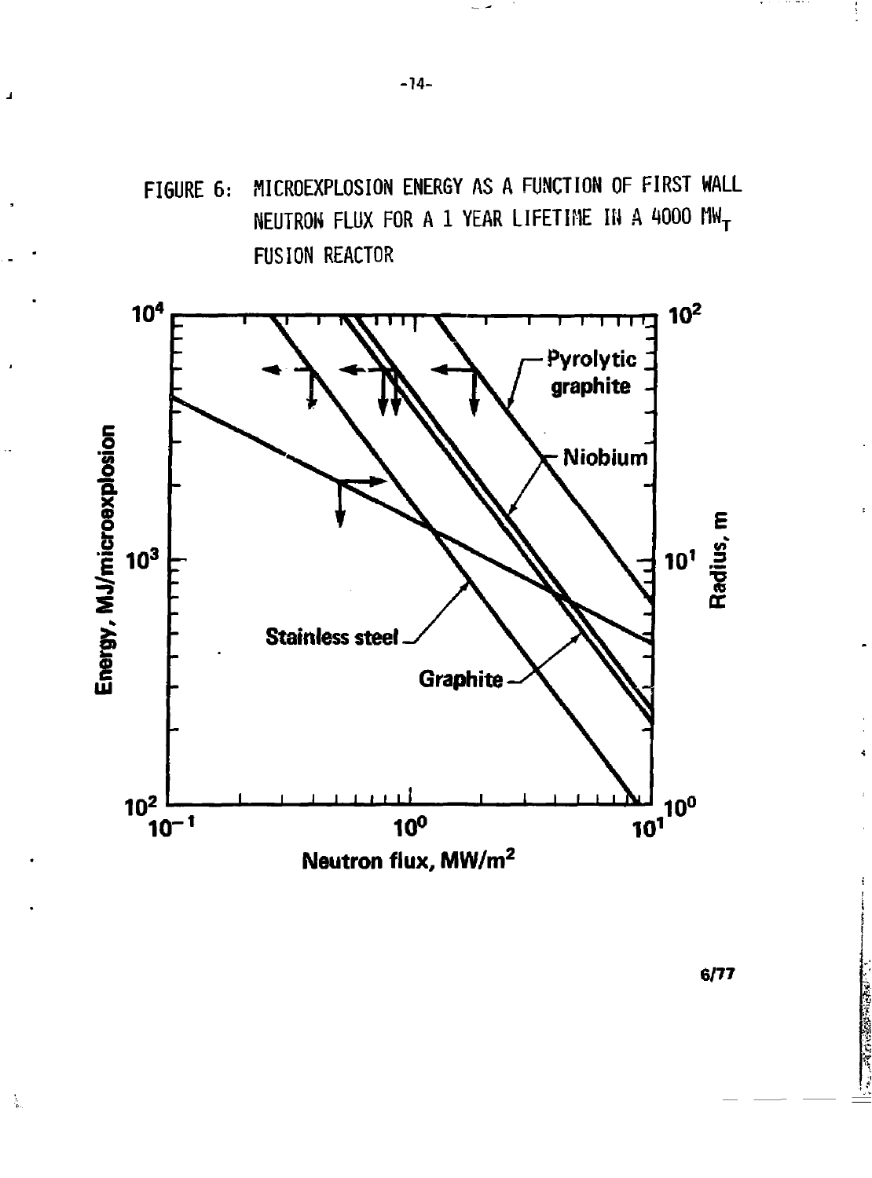FIGURE 6: MICROEXPLOSION ENERGY AS A FUNCTION OF FIRST WALL NEUTRON FLUX FOR A 1 YEAR LIFETIME IN A 4000 $MW_T$ FUSION REACTOR

6/77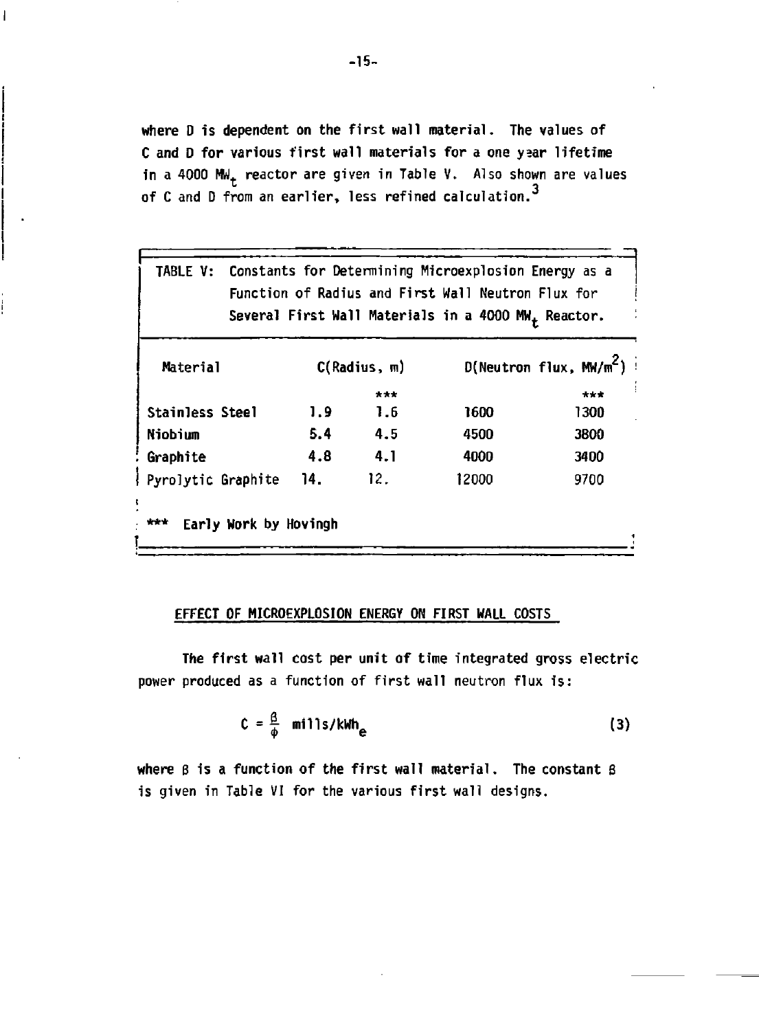where D is dependent on the first wall material. The values of C and D for various first wall materials for a one year lifetime in a 4000 $MW_t$ reactor are given in Table V. Also shown are values of C and D from an earlier, less refined calculation.[3]

TABLE V: Constants for Determining Microexplosion Energy as a Function of Radius and First Wall Neutron Flux for Several First Wall Materials in a 4000 $MW_t$ Reactor.

| Material | C(Radius, m) | | D(Neutron flux, $MW/m^2$) | |
|---|---|---|---|---|
| | | *** | | *** |
| Stainless Steel | 1.9 | 1.6 | 1600 | 1300 |
| Niobium | 5.4 | 4.5 | 4500 | 3800 |
| Graphite | 4.8 | 4.1 | 4000 | 3400 |
| Pyrolytic Graphite | 14. | 12. | 12000 | 9700 |

*** Early Work by Hovingh

## EFFECT OF MICROEXPLOSION ENERGY ON FIRST WALL COSTS

The first wall cost per unit of time integrated gross electric power produced as a function of first wall neutron flux is:

$$C = \frac{\beta}{\phi} \text{ mills/kWh}_e \tag{3}$$

where $\beta$ is a function of the first wall material. The constant $\beta$ is given in Table VI for the various first wall designs.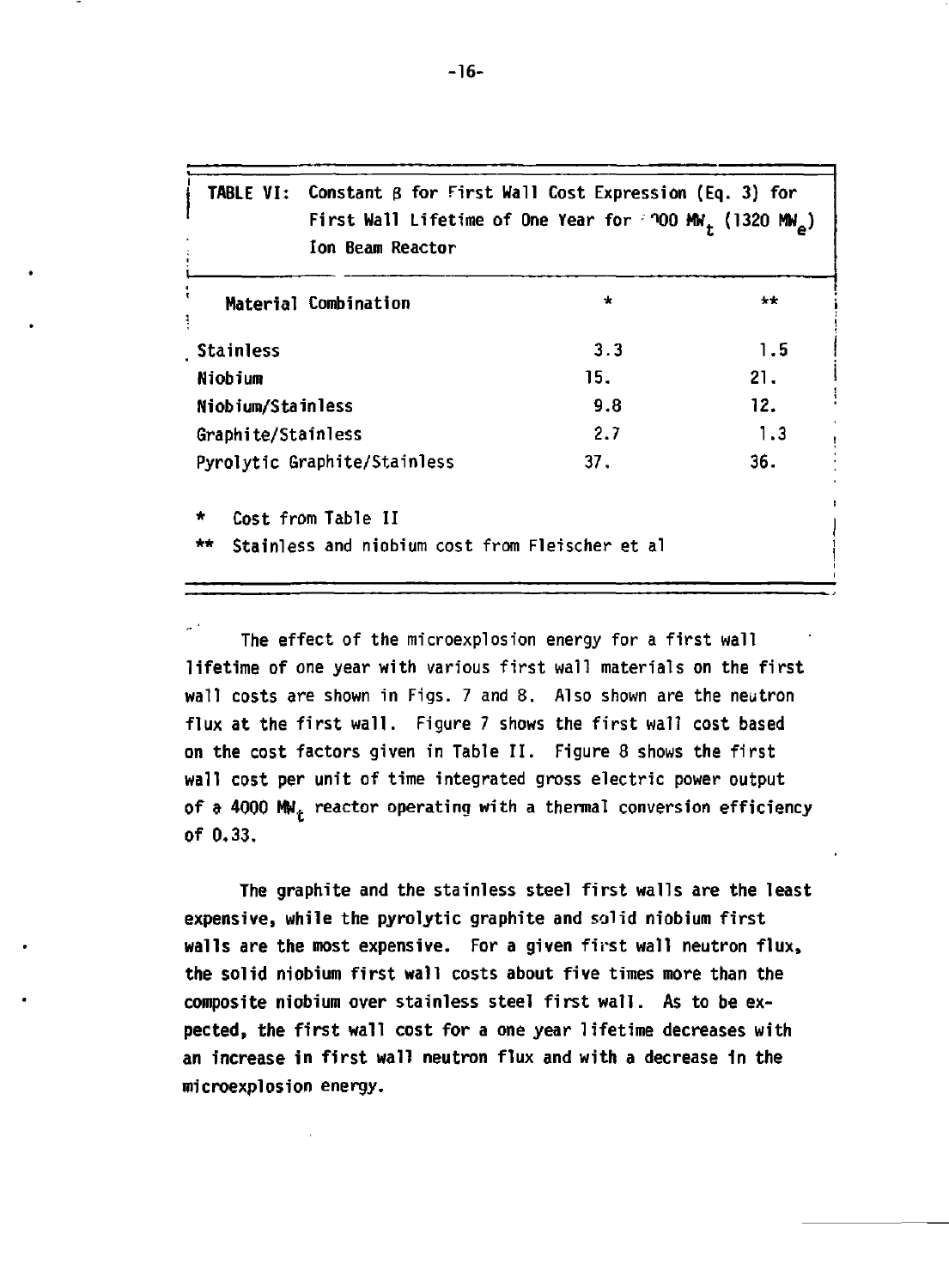**TABLE VI: Constant β for First Wall Cost Expression (Eq. 3) for First Wall Lifetime of One Year for 4000 $MW_t$ (1320 $MW_e$) Ion Beam Reactor**

| Material Combination | * | ** |
|---|---|---|
| Stainless | 3.3 | 1.5 |
| Niobium | 15. | 21. |
| Niobium/Stainless | 9.8 | 12. |
| Graphite/Stainless | 2.7 | 1.3 |
| Pyrolytic Graphite/Stainless | 37. | 36. |

\* Cost from Table II

\*\* Stainless and niobium cost from Fleischer et al

The effect of the microexplosion energy for a first wall lifetime of one year with various first wall materials on the first wall costs are shown in Figs. 7 and 8. Also shown are the neutron flux at the first wall. Figure 7 shows the first wall cost based on the cost factors given in Table II. Figure 8 shows the first wall cost per unit of time integrated gross electric power output of a 4000 $MW_t$ reactor operating with a thermal conversion efficiency of 0.33.

The graphite and the stainless steel first walls are the least expensive, while the pyrolytic graphite and solid niobium first walls are the most expensive. For a given first wall neutron flux, the solid niobium first wall costs about five times more than the composite niobium over stainless steel first wall. As to be expected, the first wall cost for a one year lifetime decreases with an increase in first wall neutron flux and with a decrease in the microexplosion energy.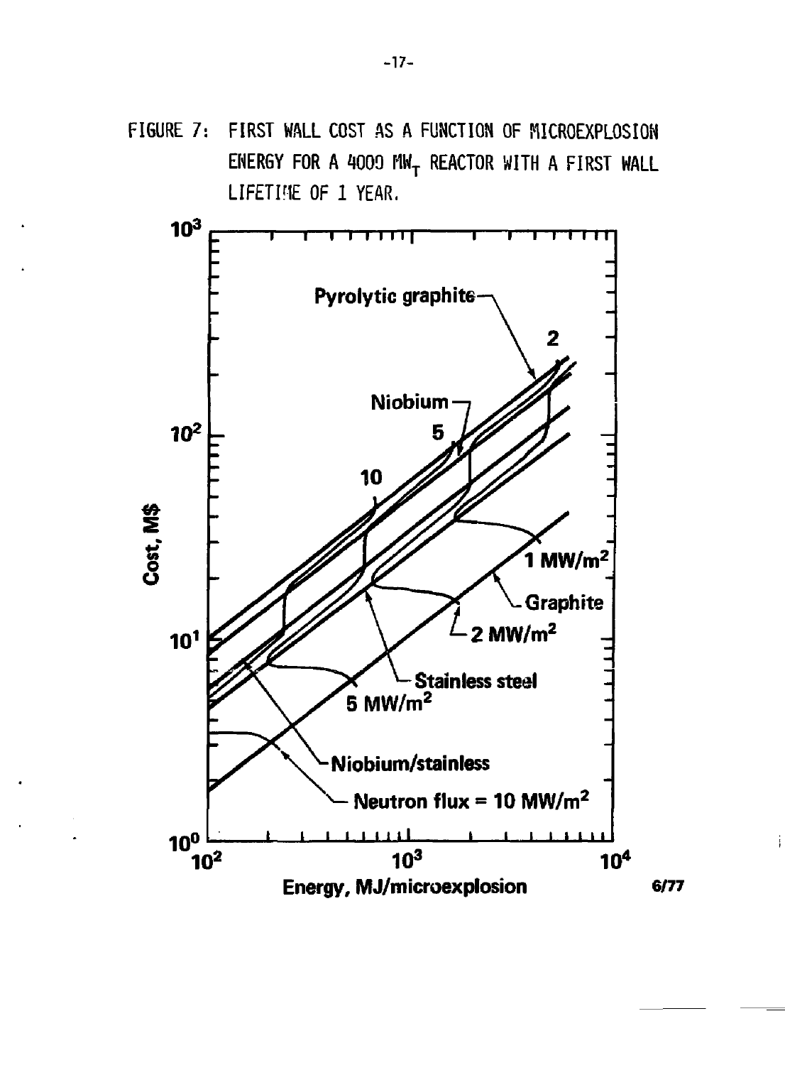FIGURE 7: FIRST WALL COST AS A FUNCTION OF MICROEXPLOSION ENERGY FOR A 4000 $MW_T$ REACTOR WITH A FIRST WALL LIFETIME OF 1 YEAR.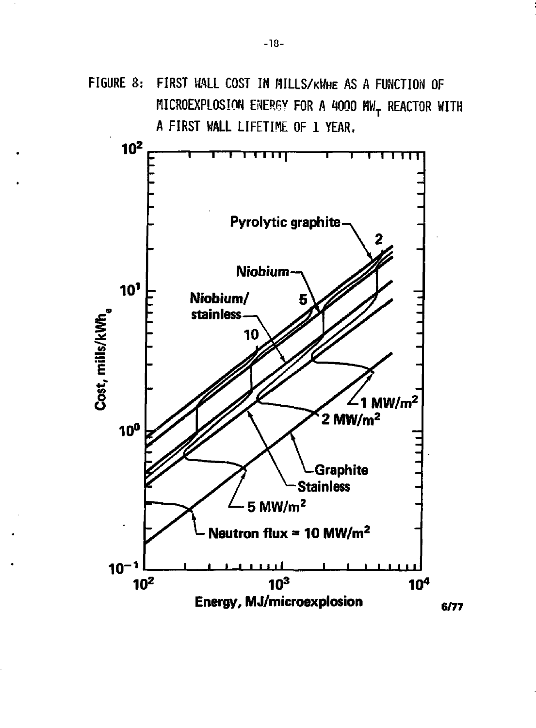FIGURE 8: FIRST WALL COST IN MILLS/kWHe AS A FUNCTION OF MICROEXPLOSION ENERGY FOR A 4000 $MW_T$ REACTOR WITH A FIRST WALL LIFETIME OF 1 YEAR.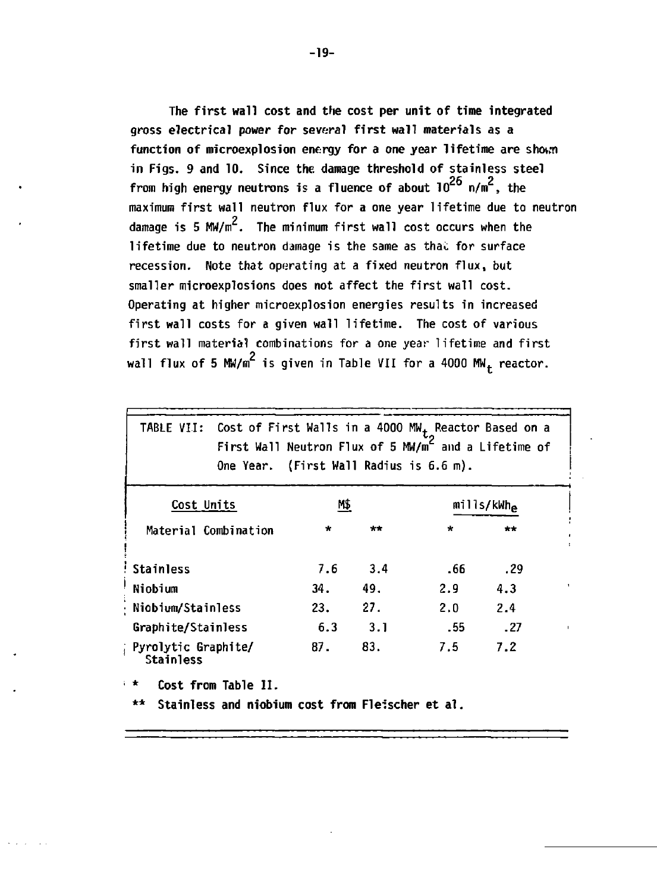The first wall cost and the cost per unit of time integrated gross electrical power for several first wall materials as a function of microexplosion energy for a one year lifetime are shown in Figs. 9 and 10. Since the damage threshold of stainless steel from high energy neutrons is a fluence of about $10^{26}$ n/m$^2$, the maximum first wall neutron flux for a one year lifetime due to neutron damage is 5 MW/m$^2$. The minimum first wall cost occurs when the lifetime due to neutron damage is the same as that for surface recession. Note that operating at a fixed neutron flux, but smaller microexplosions does not affect the first wall cost. Operating at higher microexplosion energies results in increased first wall costs for a given wall lifetime. The cost of various first wall material combinations for a one year lifetime and first wall flux of 5 MW/m$^2$ is given in Table VII for a 4000 MW$_t$ reactor.

TABLE VII: Cost of First Walls in a 4000 MW$_t$ Reactor Based on a First Wall Neutron Flux of 5 MW/m$^2$ and a Lifetime of One Year. (First Wall Radius is 6.6 m).

| Cost Units | M$ | | mills/kWh$_e$ | |
|---|---|---|---|---|
| Material Combination | * | ** | * | ** |
| Stainless | 7.6 | 3.4 | .66 | .29 |
| Niobium | 34. | 49. | 2.9 | 4.3 |
| Niobium/Stainless | 23. | 27. | 2.0 | 2.4 |
| Graphite/Stainless | 6.3 | 3.1 | .55 | .27 |
| Pyrolytic Graphite/ Stainless | 87. | 83. | 7.5 | 7.2 |

\* Cost from Table II.

\*\* Stainless and niobium cost from Fleischer et al.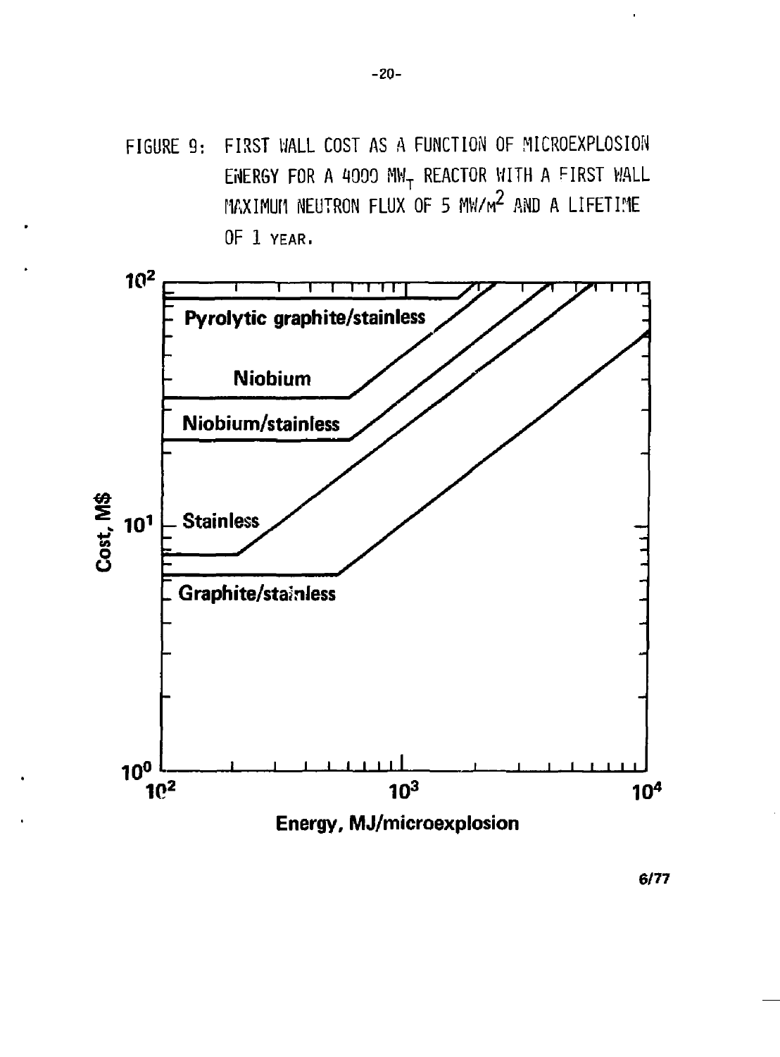FIGURE 9: FIRST WALL COST AS A FUNCTION OF MICROEXPLOSION ENERGY FOR A 4000 $MW_T$ REACTOR WITH A FIRST WALL MAXIMUM NEUTRON FLUX OF 5 $MW/M^2$ AND A LIFETIME OF 1 YEAR.

Cost, M$

$10^2$

$10^1$

$10^0$

Pyrolytic graphite/stainless

Niobium

Niobium/stainless

Stainless

Graphite/stainless

$10^2$ $10^3$ $10^4$

Energy, MJ/microexplosion

6/77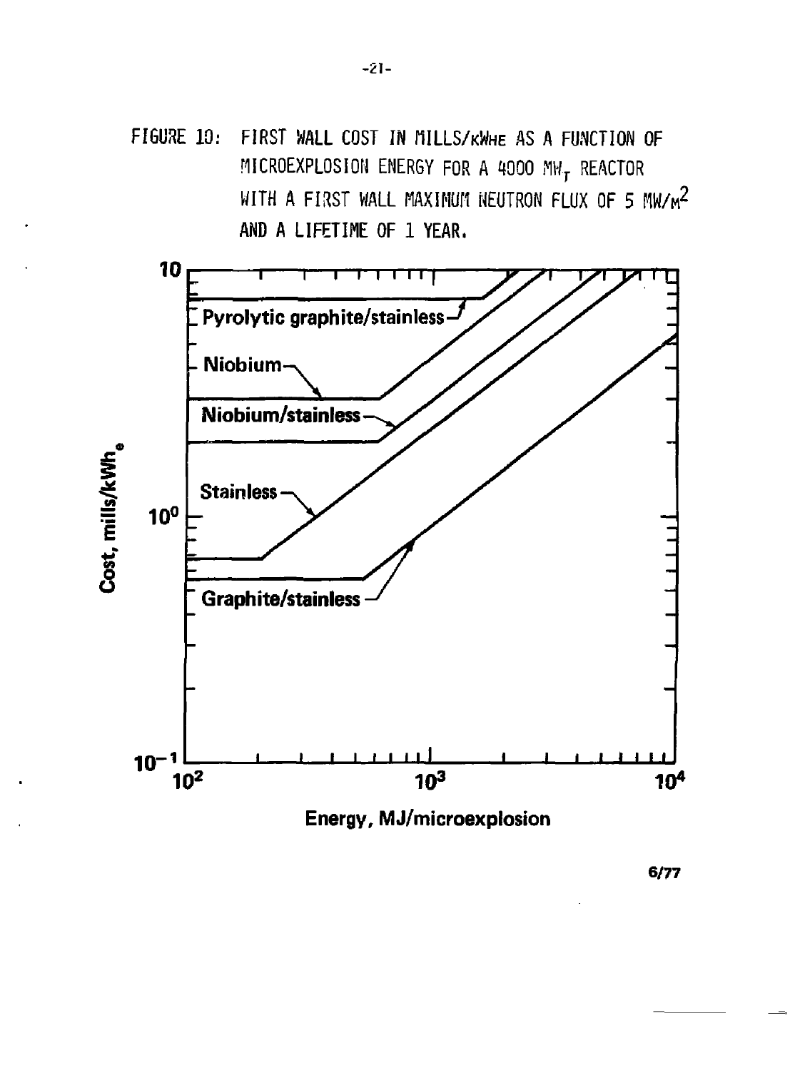FIGURE 10: FIRST WALL COST IN MILLS/kWhe AS A FUNCTION OF MICROEXPLOSION ENERGY FOR A 4000 $MW_T$ REACTOR WITH A FIRST WALL MAXIMUM NEUTRON FLUX OF 5 $MW/M^2$ AND A LIFETIME OF 1 YEAR.

6/77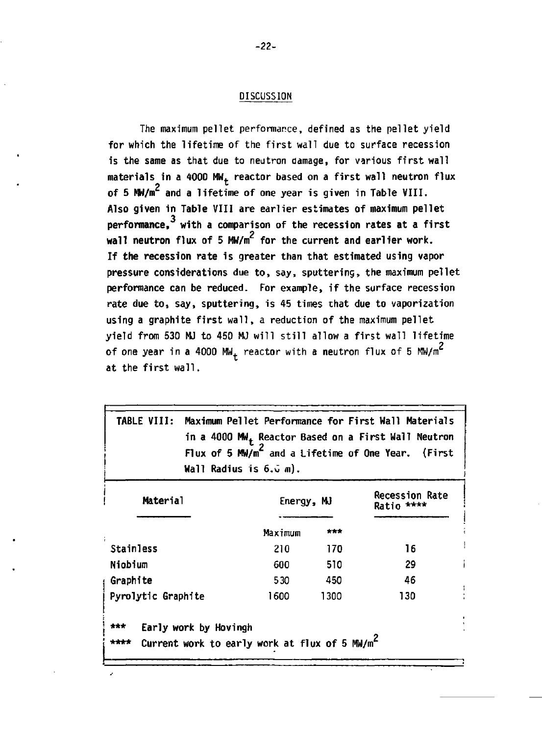## DISCUSSION

The maximum pellet performance, defined as the pellet yield for which the lifetime of the first wall due to surface recession is the same as that due to neutron damage, for various first wall materials in a 4000 $MW_t$ reactor based on a first wall neutron flux of 5 $MW/m^2$ and a lifetime of one year is given in Table VIII. Also given in Table VIII are earlier estimates of maximum pellet performance,[3] with a comparison of the recession rates at a first wall neutron flux of 5 $MW/m^2$ for the current and earlier work. If the recession rate is greater than that estimated using vapor pressure considerations due to, say, sputtering, the maximum pellet performance can be reduced. For example, if the surface recession rate due to, say, sputtering, is 45 times that due to vaporization using a graphite first wall, a reduction of the maximum pellet yield from 530 MJ to 450 MJ will still allow a first wall lifetime of one year in a 4000 $MW_t$ reactor with a neutron flux of 5 $MW/m^2$ at the first wall.

TABLE VIII: Maximum Pellet Performance for First Wall Materials in a 4000 $MW_t$ Reactor Based on a First Wall Neutron Flux of 5 $MW/m^2$ and a Lifetime of One Year. (First Wall Radius is 6.0 m).

| Material | Energy, MJ | | Recession Rate Ratio **** |
|---|---|---|---|
| | Maximum | *** | |
| Stainless | 210 | 170 | 16 |
| Niobium | 600 | 510 | 29 |
| Graphite | 530 | 450 | 46 |
| Pyrolytic Graphite | 1600 | 1300 | 130 |

*** Early work by Hovingh

**** Current work to early work at flux of 5 $MW/m^2$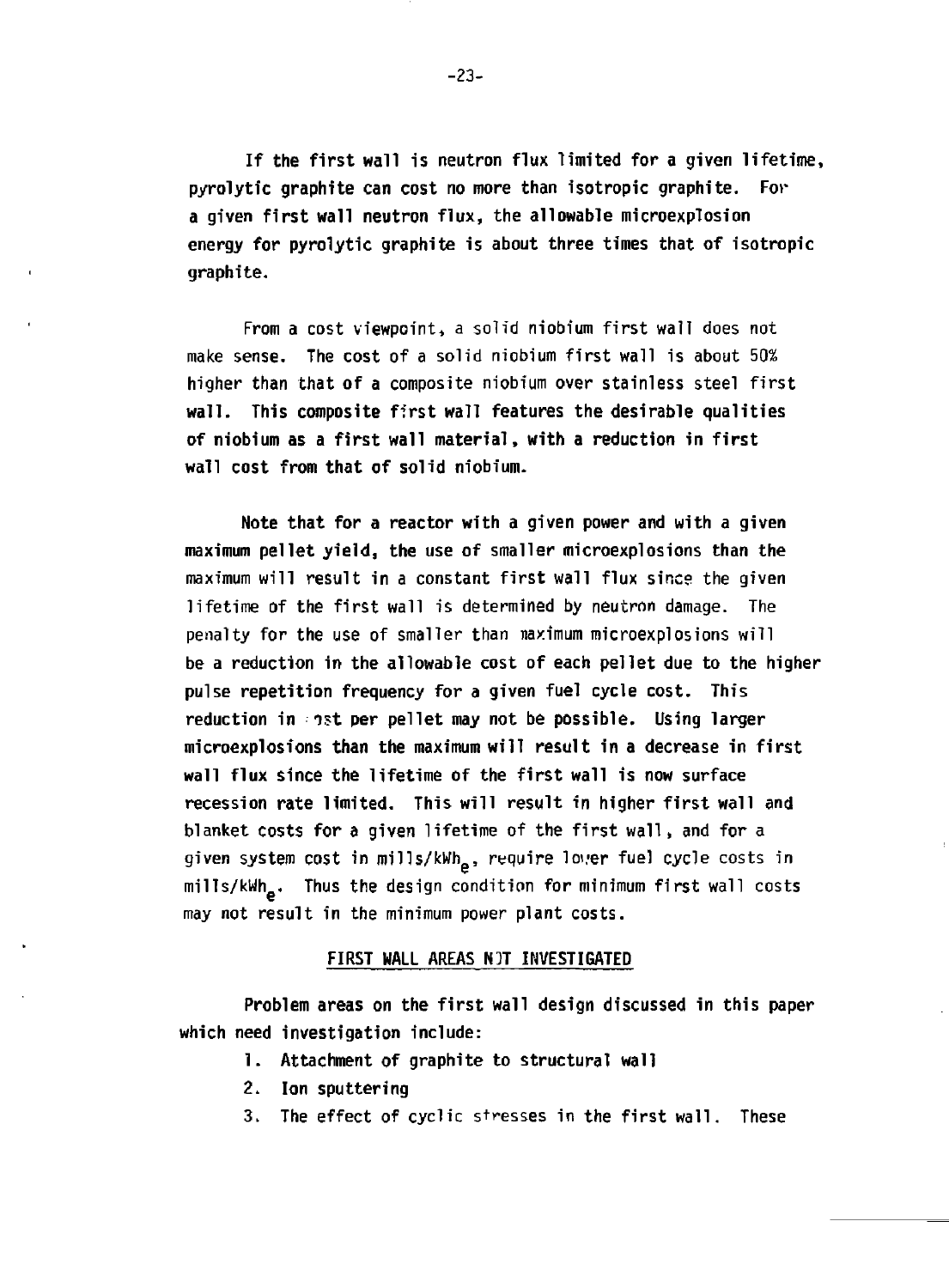If the first wall is neutron flux limited for a given lifetime, pyrolytic graphite can cost no more than isotropic graphite. For a given first wall neutron flux, the allowable microexplosion energy for pyrolytic graphite is about three times that of isotropic graphite.

From a cost viewpoint, a solid niobium first wall does not make sense. The cost of a solid niobium first wall is about 50% higher than that of a composite niobium over stainless steel first wall. This composite first wall features the desirable qualities of niobium as a first wall material, with a reduction in first wall cost from that of solid niobium.

Note that for a reactor with a given power and with a given maximum pellet yield, the use of smaller microexplosions than the maximum will result in a constant first wall flux since the given lifetime of the first wall is determined by neutron damage. The penalty for the use of smaller than maximum microexplosions will be a reduction in the allowable cost of each pellet due to the higher pulse repetition frequency for a given fuel cycle cost. This reduction in cost per pellet may not be possible. Using larger microexplosions than the maximum will result in a decrease in first wall flux since the lifetime of the first wall is now surface recession rate limited. This will result in higher first wall and blanket costs for a given lifetime of the first wall, and for a given system cost in mills/kWh$_e$, require lower fuel cycle costs in mills/kWh$_e$. Thus the design condition for minimum first wall costs may not result in the minimum power plant costs.

## FIRST WALL AREAS NOT INVESTIGATED

Problem areas on the first wall design discussed in this paper which need investigation include:

1. Attachment of graphite to structural wall
2. Ion sputtering
3. The effect of cyclic stresses in the first wall. These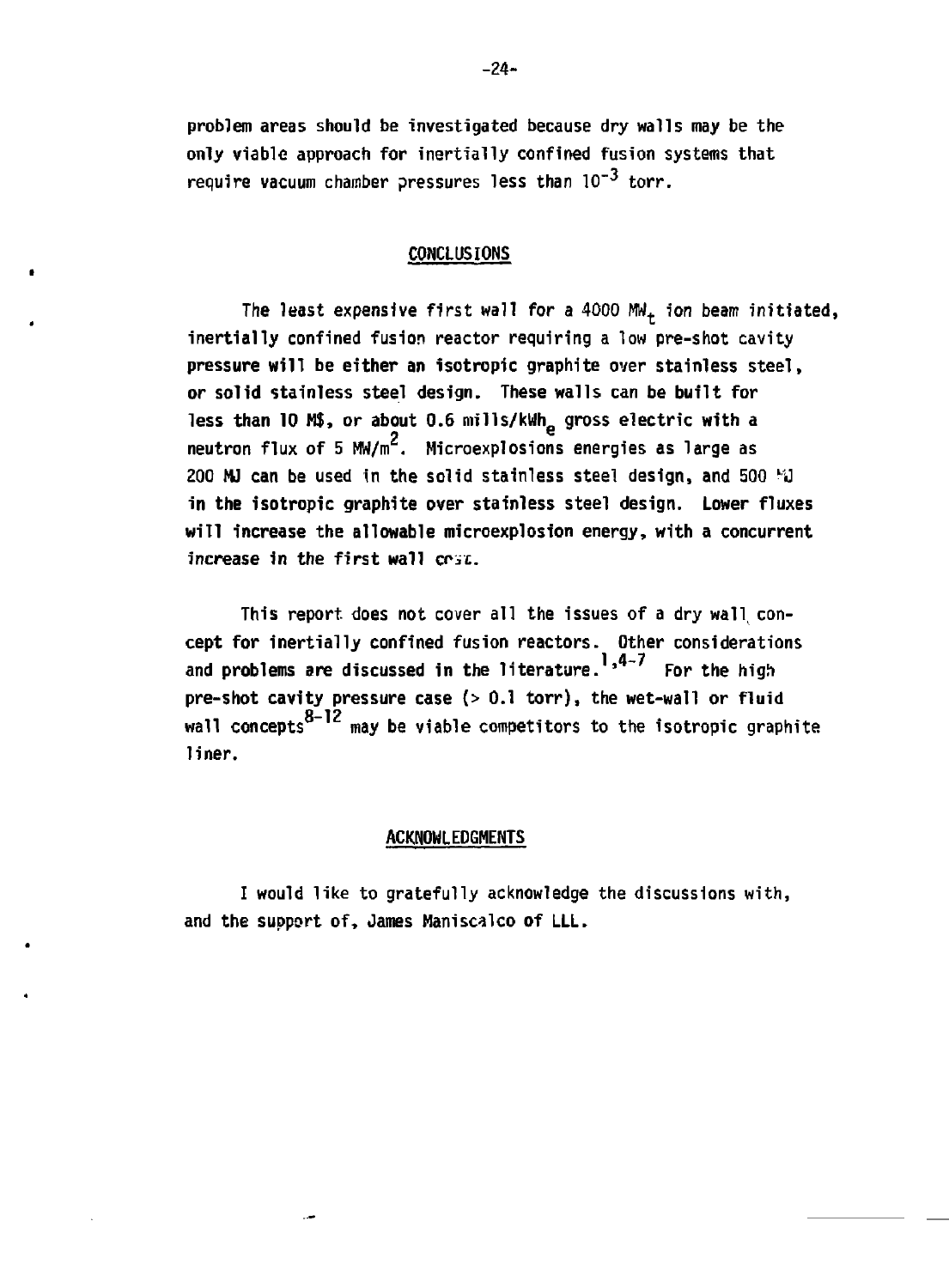problem areas should be investigated because dry walls may be the only viable approach for inertially confined fusion systems that require vacuum chamber pressures less than $10^{-3}$ torr.

## CONCLUSIONS

The least expensive first wall for a 4000 $MW_t$ ion beam initiated, inertially confined fusion reactor requiring a low pre-shot cavity pressure will be either an isotropic graphite over stainless steel, or solid stainless steel design. These walls can be built for less than 10 M$, or about 0.6 mills/$kWh_e$ gross electric with a neutron flux of 5 $MW/m^2$. Microexplosions energies as large as 200 MJ can be used in the solid stainless steel design, and 500 MJ in the isotropic graphite over stainless steel design. Lower fluxes will increase the allowable microexplosion energy, with a concurrent increase in the first wall cost.

This report does not cover all the issues of a dry wall concept for inertially confined fusion reactors. Other considerations and problems are discussed in the literature.[1,4-7] For the high pre-shot cavity pressure case (> 0.1 torr), the wet-wall or fluid wall concepts[8-12] may be viable competitors to the isotropic graphite liner.

## ACKNOWLEDGMENTS

I would like to gratefully acknowledge the discussions with, and the support of, James Maniscalco of LLL.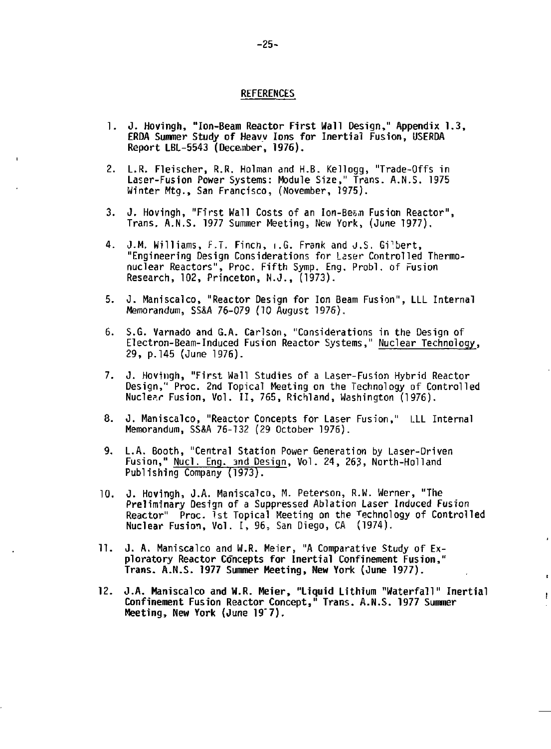## REFERENCES

1. J. Hovingh, "Ion-Beam Reactor First Wall Design," Appendix 1.3, ERDA Summer Study of Heavy Ions for Inertial Fusion, USERDA Report LBL-5543 (December, 1976).

2. L.R. Fleischer, R.R. Holman and H.B. Kellogg, "Trade-Offs in Laser-Fusion Power Systems: Module Size," Trans. A.N.S. 1975 Winter Mtg., San Francisco, (November, 1975).

3. J. Hovingh, "First Wall Costs of an Ion-Beam Fusion Reactor", Trans. A.N.S. 1977 Summer Meeting, New York, (June 1977).

4. J.M. Williams, F.T. Finch, T.G. Frank and J.S. Gilbert, "Engineering Design Considerations for Laser Controlled Thermonuclear Reactors", Proc. Fifth Symp. Eng. Probl. of Fusion Research, 102, Princeton, N.J., (1973).

5. J. Maniscalco, "Reactor Design for Ion Beam Fusion", LLL Internal Memorandum, SS&A 76-079 (10 August 1976).

6. S.G. Varnado and G.A. Carlson, "Considerations in the Design of Electron-Beam-Induced Fusion Reactor Systems," Nuclear Technology, 29, p.145 (June 1976).

7. J. Hovingh, "First Wall Studies of a Laser-Fusion Hybrid Reactor Design," Proc. 2nd Topical Meeting on the Technology of Controlled Nuclear Fusion, Vol. II, 765, Richland, Washington (1976).

8. J. Maniscalco, "Reactor Concepts for Laser Fusion," LLL Internal Memorandum, SS&A 76-132 (29 October 1976).

9. L.A. Booth, "Central Station Power Generation by Laser-Driven Fusion," Nucl. Eng. and Design, Vol. 24, 263, North-Holland Publishing Company (1973).

10. J. Hovingh, J.A. Maniscalco, M. Peterson, R.W. Werner, "The Preliminary Design of a Suppressed Ablation Laser Induced Fusion Reactor" Proc. 1st Topical Meeting on the Technology of Controlled Nuclear Fusion, Vol. I, 96, San Diego, CA (1974).

11. J. A. Maniscalco and W.R. Meier, "A Comparative Study of Exploratory Reactor Concepts for Inertial Confinement Fusion," Trans. A.N.S. 1977 Summer Meeting, New York (June 1977).

12. J.A. Maniscalco and W.R. Meier, "Liquid Lithium "Waterfall" Inertial Confinement Fusion Reactor Concept," Trans. A.N.S. 1977 Summer Meeting, New York (June 1977).